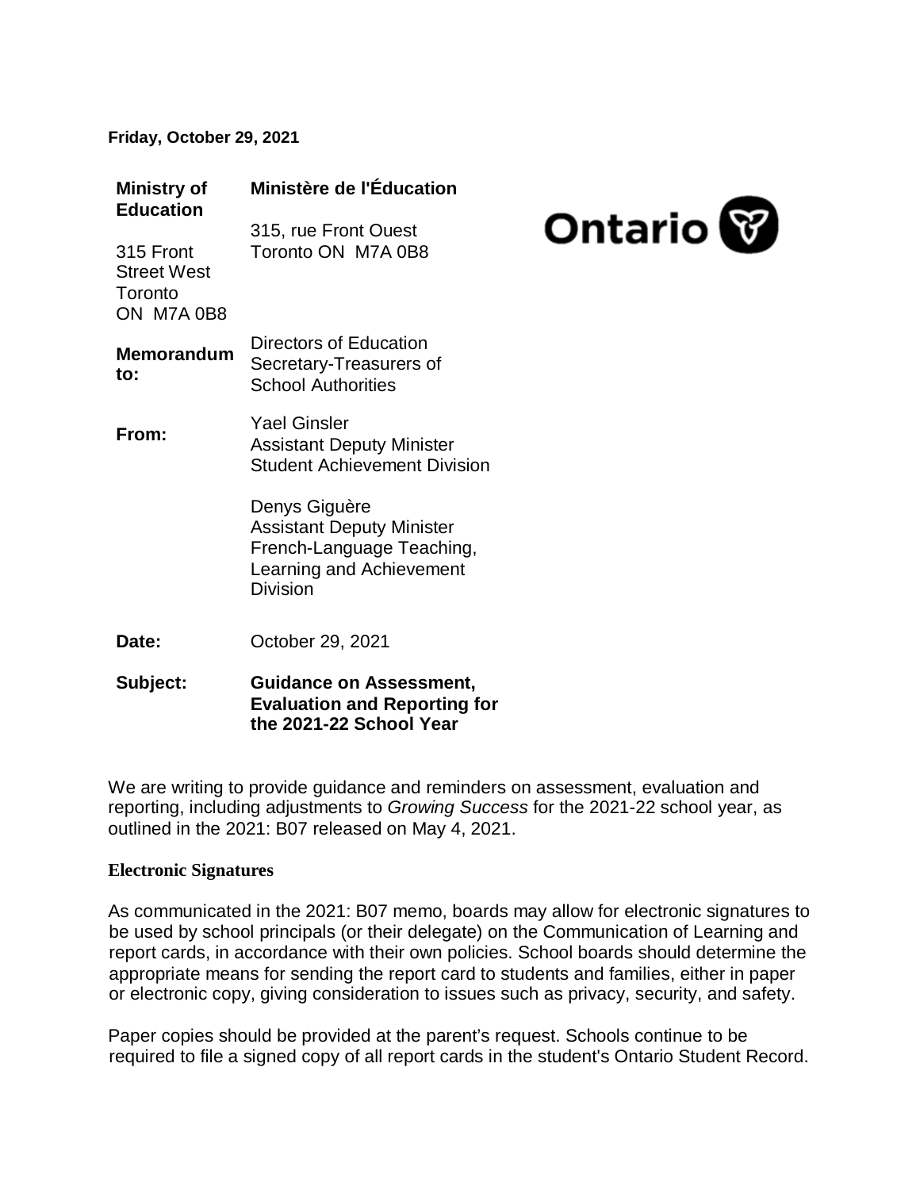**Friday, October 29, 2021**

| **Ministry of Education** | **Ministère de l'Éducation** |
| --- | --- |
| 315 Front Street West<br>Toronto<br>ON M7A 0B8 | 315, rue Front Ouest<br>Toronto ON M7A 0B8 |

| | |
| --- | --- |
| **Memorandum to:** | Directors of Education<br>Secretary-Treasurers of School Authorities |
| **From:** | Yael Ginsler<br>Assistant Deputy Minister<br>Student Achievement Division<br><br>Denys Giguère<br>Assistant Deputy Minister<br>French-Language Teaching, Learning and Achievement Division |
| **Date:** | October 29, 2021 |
| **Subject:** | **Guidance on Assessment, Evaluation and Reporting for the 2021-22 School Year** |

We are writing to provide guidance and reminders on assessment, evaluation and reporting, including adjustments to *Growing Success* for the 2021-22 school year, as outlined in the 2021: B07 released on May 4, 2021.

**Electronic Signatures**

As communicated in the 2021: B07 memo, boards may allow for electronic signatures to be used by school principals (or their delegate) on the Communication of Learning and report cards, in accordance with their own policies. School boards should determine the appropriate means for sending the report card to students and families, either in paper or electronic copy, giving consideration to issues such as privacy, security, and safety.

Paper copies should be provided at the parent's request. Schools continue to be required to file a signed copy of all report cards in the student's Ontario Student Record.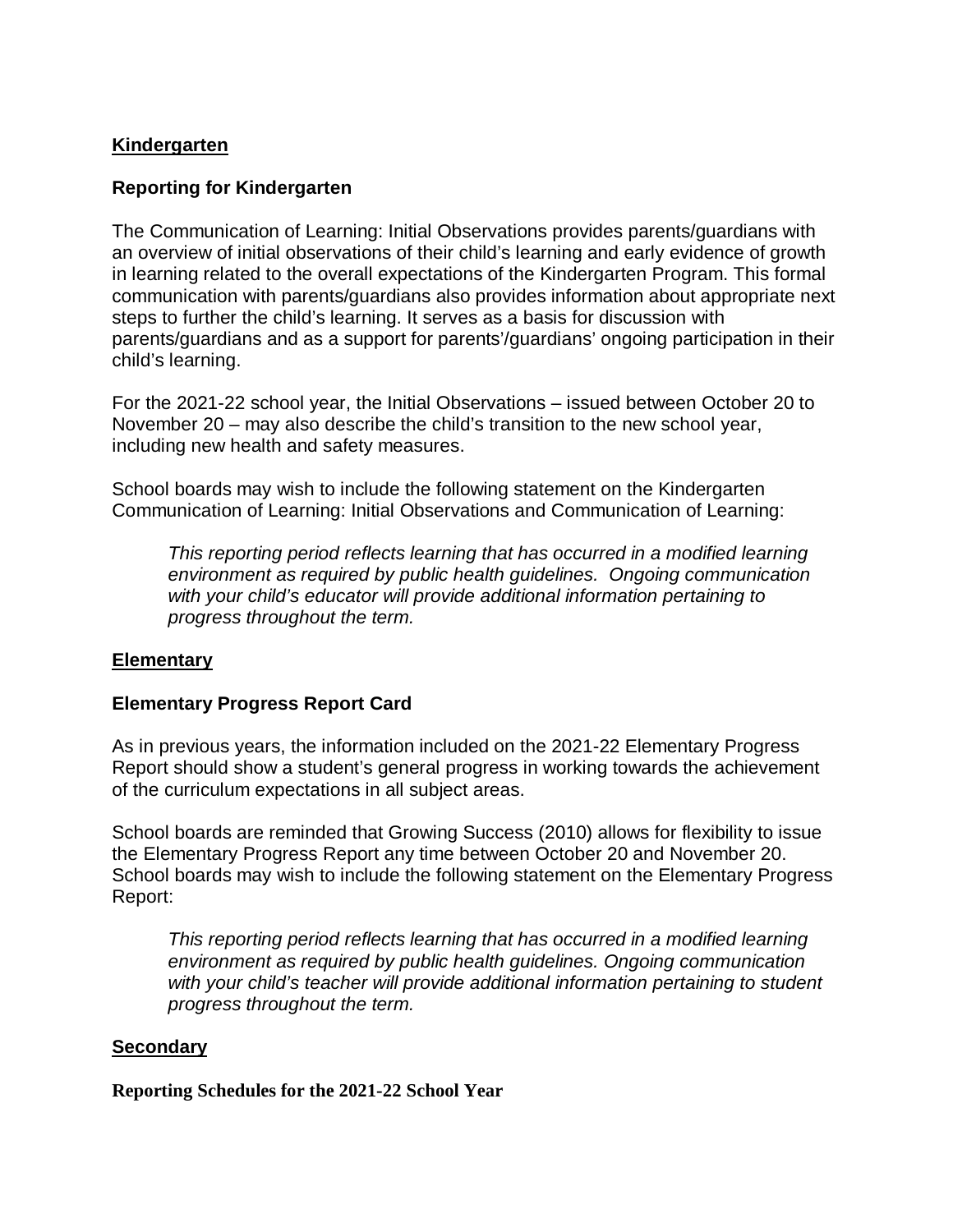## Kindergarten

### Reporting for Kindergarten

The Communication of Learning: Initial Observations provides parents/guardians with an overview of initial observations of their child's learning and early evidence of growth in learning related to the overall expectations of the Kindergarten Program. This formal communication with parents/guardians also provides information about appropriate next steps to further the child's learning. It serves as a basis for discussion with parents/guardians and as a support for parents'/guardians' ongoing participation in their child's learning.

For the 2021-22 school year, the Initial Observations – issued between October 20 to November 20 – may also describe the child's transition to the new school year, including new health and safety measures.

School boards may wish to include the following statement on the Kindergarten Communication of Learning: Initial Observations and Communication of Learning:

> *This reporting period reflects learning that has occurred in a modified learning environment as required by public health guidelines. Ongoing communication with your child's educator will provide additional information pertaining to progress throughout the term.*

## Elementary

### Elementary Progress Report Card

As in previous years, the information included on the 2021-22 Elementary Progress Report should show a student's general progress in working towards the achievement of the curriculum expectations in all subject areas.

School boards are reminded that Growing Success (2010) allows for flexibility to issue the Elementary Progress Report any time between October 20 and November 20. School boards may wish to include the following statement on the Elementary Progress Report:

> *This reporting period reflects learning that has occurred in a modified learning environment as required by public health guidelines. Ongoing communication with your child's teacher will provide additional information pertaining to student progress throughout the term.*

## Secondary

### Reporting Schedules for the 2021-22 School Year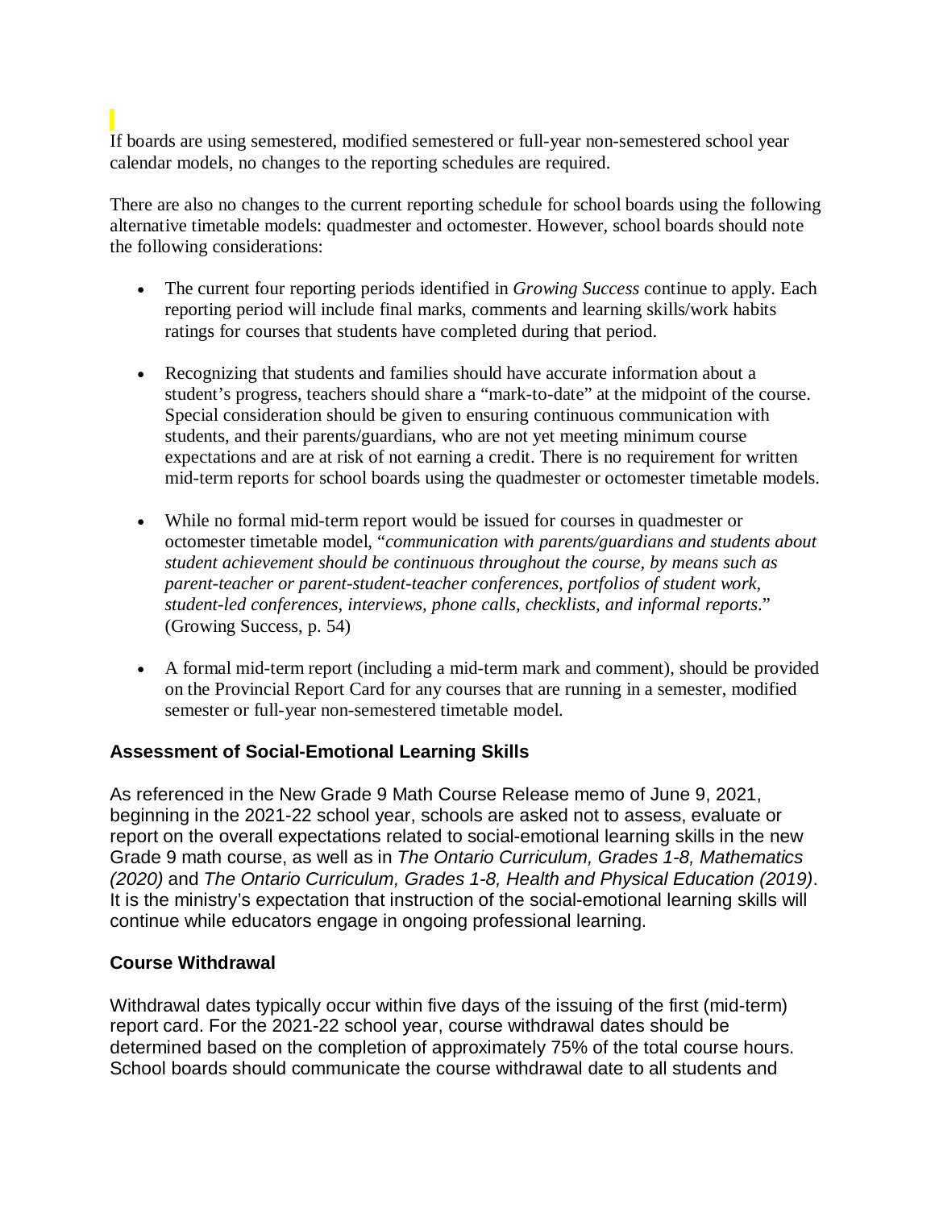If boards are using semestered, modified semestered or full-year non-semestered school year calendar models, no changes to the reporting schedules are required.

There are also no changes to the current reporting schedule for school boards using the following alternative timetable models: quadmester and octomester. However, school boards should note the following considerations:

- The current four reporting periods identified in *Growing Success* continue to apply. Each reporting period will include final marks, comments and learning skills/work habits ratings for courses that students have completed during that period.

- Recognizing that students and families should have accurate information about a student's progress, teachers should share a "mark-to-date" at the midpoint of the course. Special consideration should be given to ensuring continuous communication with students, and their parents/guardians, who are not yet meeting minimum course expectations and are at risk of not earning a credit. There is no requirement for written mid-term reports for school boards using the quadmester or octomester timetable models.

- While no formal mid-term report would be issued for courses in quadmester or octomester timetable model, "*communication with parents/guardians and students about student achievement should be continuous throughout the course, by means such as parent-teacher or parent-student-teacher conferences, portfolios of student work, student-led conferences, interviews, phone calls, checklists, and informal reports*." (Growing Success, p. 54)

- A formal mid-term report (including a mid-term mark and comment), should be provided on the Provincial Report Card for any courses that are running in a semester, modified semester or full-year non-semestered timetable model.

**Assessment of Social-Emotional Learning Skills**

As referenced in the New Grade 9 Math Course Release memo of June 9, 2021, beginning in the 2021-22 school year, schools are asked not to assess, evaluate or report on the overall expectations related to social-emotional learning skills in the new Grade 9 math course, as well as in *The Ontario Curriculum, Grades 1-8, Mathematics (2020)* and *The Ontario Curriculum, Grades 1-8, Health and Physical Education (2019)*. It is the ministry's expectation that instruction of the social-emotional learning skills will continue while educators engage in ongoing professional learning.

**Course Withdrawal**

Withdrawal dates typically occur within five days of the issuing of the first (mid-term) report card. For the 2021-22 school year, course withdrawal dates should be determined based on the completion of approximately 75% of the total course hours. School boards should communicate the course withdrawal date to all students and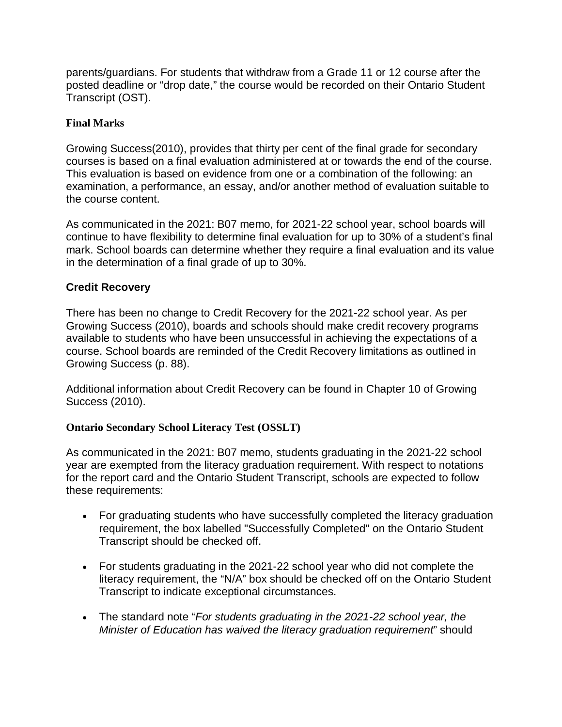parents/guardians. For students that withdraw from a Grade 11 or 12 course after the posted deadline or "drop date," the course would be recorded on their Ontario Student Transcript (OST).

### Final Marks

Growing Success(2010), provides that thirty per cent of the final grade for secondary courses is based on a final evaluation administered at or towards the end of the course. This evaluation is based on evidence from one or a combination of the following: an examination, a performance, an essay, and/or another method of evaluation suitable to the course content.

As communicated in the 2021: B07 memo, for 2021-22 school year, school boards will continue to have flexibility to determine final evaluation for up to 30% of a student's final mark. School boards can determine whether they require a final evaluation and its value in the determination of a final grade of up to 30%.

### Credit Recovery

There has been no change to Credit Recovery for the 2021-22 school year. As per Growing Success (2010), boards and schools should make credit recovery programs available to students who have been unsuccessful in achieving the expectations of a course. School boards are reminded of the Credit Recovery limitations as outlined in Growing Success (p. 88).

Additional information about Credit Recovery can be found in Chapter 10 of Growing Success (2010).

### Ontario Secondary School Literacy Test (OSSLT)

As communicated in the 2021: B07 memo, students graduating in the 2021-22 school year are exempted from the literacy graduation requirement. With respect to notations for the report card and the Ontario Student Transcript, schools are expected to follow these requirements:

- For graduating students who have successfully completed the literacy graduation requirement, the box labelled "Successfully Completed" on the Ontario Student Transcript should be checked off.
- For students graduating in the 2021-22 school year who did not complete the literacy requirement, the "N/A" box should be checked off on the Ontario Student Transcript to indicate exceptional circumstances.
- The standard note "*For students graduating in the 2021-22 school year, the Minister of Education has waived the literacy graduation requirement*" should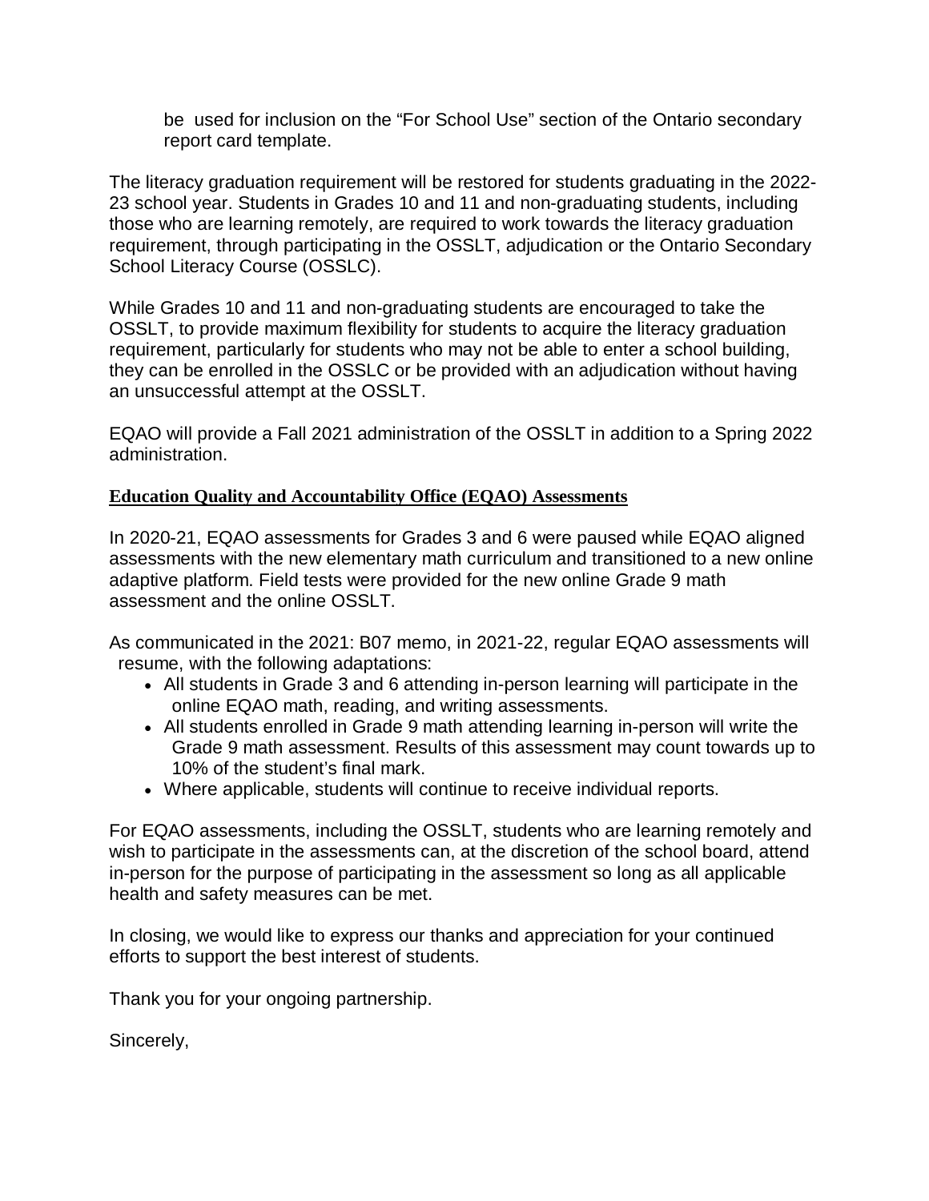be used for inclusion on the "For School Use" section of the Ontario secondary report card template.

The literacy graduation requirement will be restored for students graduating in the 2022-23 school year. Students in Grades 10 and 11 and non-graduating students, including those who are learning remotely, are required to work towards the literacy graduation requirement, through participating in the OSSLT, adjudication or the Ontario Secondary School Literacy Course (OSSLC).

While Grades 10 and 11 and non-graduating students are encouraged to take the OSSLT, to provide maximum flexibility for students to acquire the literacy graduation requirement, particularly for students who may not be able to enter a school building, they can be enrolled in the OSSLC or be provided with an adjudication without having an unsuccessful attempt at the OSSLT.

EQAO will provide a Fall 2021 administration of the OSSLT in addition to a Spring 2022 administration.

## Education Quality and Accountability Office (EQAO) Assessments

In 2020-21, EQAO assessments for Grades 3 and 6 were paused while EQAO aligned assessments with the new elementary math curriculum and transitioned to a new online adaptive platform. Field tests were provided for the new online Grade 9 math assessment and the online OSSLT.

As communicated in the 2021: B07 memo, in 2021-22, regular EQAO assessments will resume, with the following adaptations:

- All students in Grade 3 and 6 attending in-person learning will participate in the online EQAO math, reading, and writing assessments.
- All students enrolled in Grade 9 math attending learning in-person will write the Grade 9 math assessment. Results of this assessment may count towards up to 10% of the student's final mark.
- Where applicable, students will continue to receive individual reports.

For EQAO assessments, including the OSSLT, students who are learning remotely and wish to participate in the assessments can, at the discretion of the school board, attend in-person for the purpose of participating in the assessment so long as all applicable health and safety measures can be met.

In closing, we would like to express our thanks and appreciation for your continued efforts to support the best interest of students.

Thank you for your ongoing partnership.

Sincerely,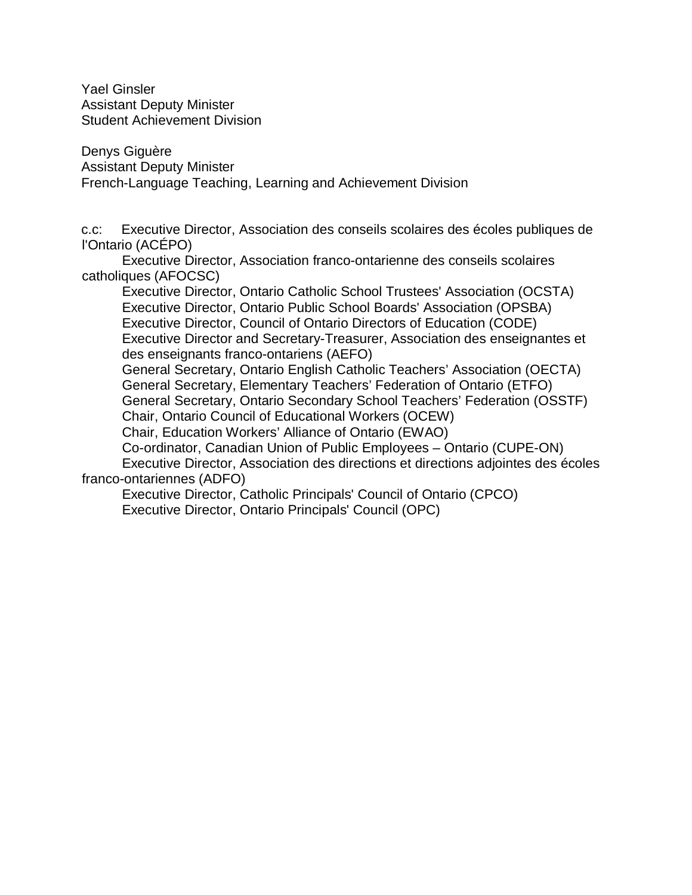Yael Ginsler
Assistant Deputy Minister
Student Achievement Division

Denys Giguère
Assistant Deputy Minister
French-Language Teaching, Learning and Achievement Division

c.c: Executive Director, Association des conseils scolaires des écoles publiques de l'Ontario (ACÉPO)
Executive Director, Association franco-ontarienne des conseils scolaires catholiques (AFOCSC)
Executive Director, Ontario Catholic School Trustees' Association (OCSTA)
Executive Director, Ontario Public School Boards' Association (OPSBA)
Executive Director, Council of Ontario Directors of Education (CODE)
Executive Director and Secretary-Treasurer, Association des enseignantes et des enseignants franco-ontariens (AEFO)
General Secretary, Ontario English Catholic Teachers' Association (OECTA)
General Secretary, Elementary Teachers' Federation of Ontario (ETFO)
General Secretary, Ontario Secondary School Teachers' Federation (OSSTF)
Chair, Ontario Council of Educational Workers (OCEW)
Chair, Education Workers' Alliance of Ontario (EWAO)
Co-ordinator, Canadian Union of Public Employees – Ontario (CUPE-ON)
Executive Director, Association des directions et directions adjointes des écoles franco-ontariennes (ADFO)
Executive Director, Catholic Principals' Council of Ontario (CPCO)
Executive Director, Ontario Principals' Council (OPC)